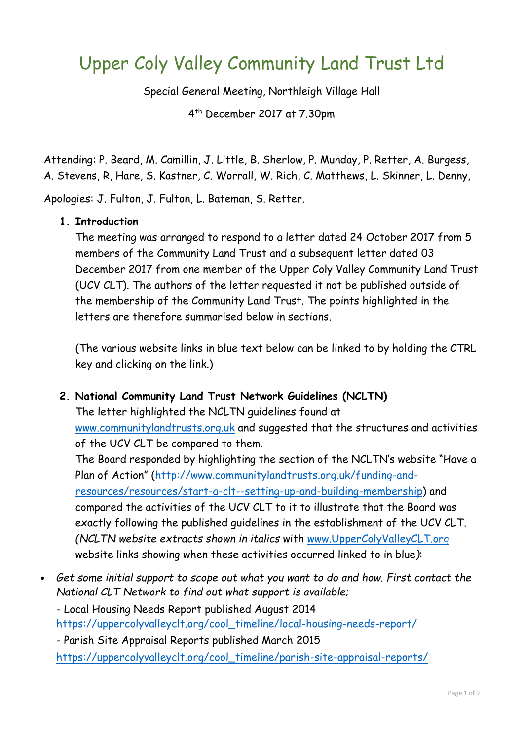# Upper Coly Valley Community Land Trust Ltd

Special General Meeting, Northleigh Village Hall

4th December 2017 at 7.30pm

Attending: P. Beard, M. Camillin, J. Little, B. Sherlow, P. Munday, P. Retter, A. Burgess, A. Stevens, R, Hare, S. Kastner, C. Worrall, W. Rich, C. Matthews, L. Skinner, L. Denny,

Apologies: J. Fulton, J. Fulton, L. Bateman, S. Retter.

1. **Introduction**

   The meeting was arranged to respond to a letter dated 24 October 2017 from 5 members of the Community Land Trust and a subsequent letter dated 03 December 2017 from one member of the Upper Coly Valley Community Land Trust (UCV CLT). The authors of the letter requested it not be published outside of the membership of the Community Land Trust. The points highlighted in the letters are therefore summarised below in sections.

   (The various website links in blue text below can be linked to by holding the CTRL key and clicking on the link.)

2. **National Community Land Trust Network Guidelines (NCLTN)**

   The letter highlighted the NCLTN guidelines found at www.communitylandtrusts.org.uk and suggested that the structures and activities of the UCV CLT be compared to them.

   The Board responded by highlighting the section of the NCLTN's website "Have a Plan of Action" (http://www.communitylandtrusts.org.uk/funding-and-resources/resources/start-a-clt--setting-up-and-building-membership) and compared the activities of the UCV CLT to it to illustrate that the Board was exactly following the published guidelines in the establishment of the UCV CLT. *(NCLTN website extracts shown in italics* with www.UpperColyValleyCLT.org website links showing when these activities occurred linked to in blue*)*:

- *Get some initial support to scope out what you want to do and how. First contact the National CLT Network to find out what support is available;*

  - Local Housing Needs Report published August 2014
  https://uppercolyvalleyclt.org/cool_timeline/local-housing-needs-report/

  - Parish Site Appraisal Reports published March 2015
  https://uppercolyvalleyclt.org/cool_timeline/parish-site-appraisal-reports/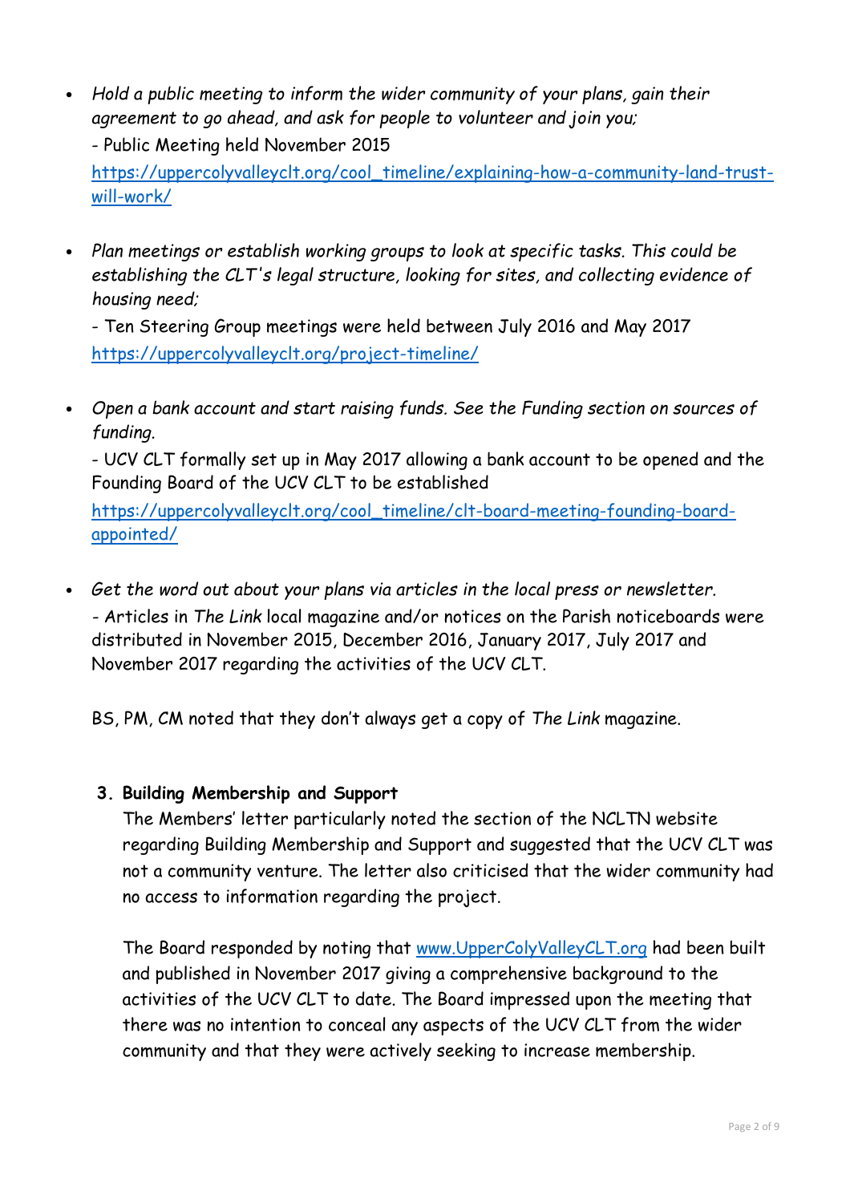- *Hold a public meeting to inform the wider community of your plans, gain their agreement to go ahead, and ask for people to volunteer and join you;*

  - Public Meeting held November 2015
  
  https://uppercolyvalleyclt.org/cool_timeline/explaining-how-a-community-land-trust-will-work/

- *Plan meetings or establish working groups to look at specific tasks. This could be establishing the CLT's legal structure, looking for sites, and collecting evidence of housing need;*

  - Ten Steering Group meetings were held between July 2016 and May 2017
  
  https://uppercolyvalleyclt.org/project-timeline/

- *Open a bank account and start raising funds. See the Funding section on sources of funding.*

  - UCV CLT formally set up in May 2017 allowing a bank account to be opened and the Founding Board of the UCV CLT to be established
  
  https://uppercolyvalleyclt.org/cool_timeline/clt-board-meeting-founding-board-appointed/

- *Get the word out about your plans via articles in the local press or newsletter.*

  - Articles in *The Link* local magazine and/or notices on the Parish noticeboards were distributed in November 2015, December 2016, January 2017, July 2017 and November 2017 regarding the activities of the UCV CLT.

  BS, PM, CM noted that they don't always get a copy of *The Link* magazine.

3. **Building Membership and Support**

   The Members' letter particularly noted the section of the NCLTN website regarding Building Membership and Support and suggested that the UCV CLT was not a community venture. The letter also criticised that the wider community had no access to information regarding the project.

   The Board responded by noting that www.UpperColyValleyCLT.org had been built and published in November 2017 giving a comprehensive background to the activities of the UCV CLT to date. The Board impressed upon the meeting that there was no intention to conceal any aspects of the UCV CLT from the wider community and that they were actively seeking to increase membership.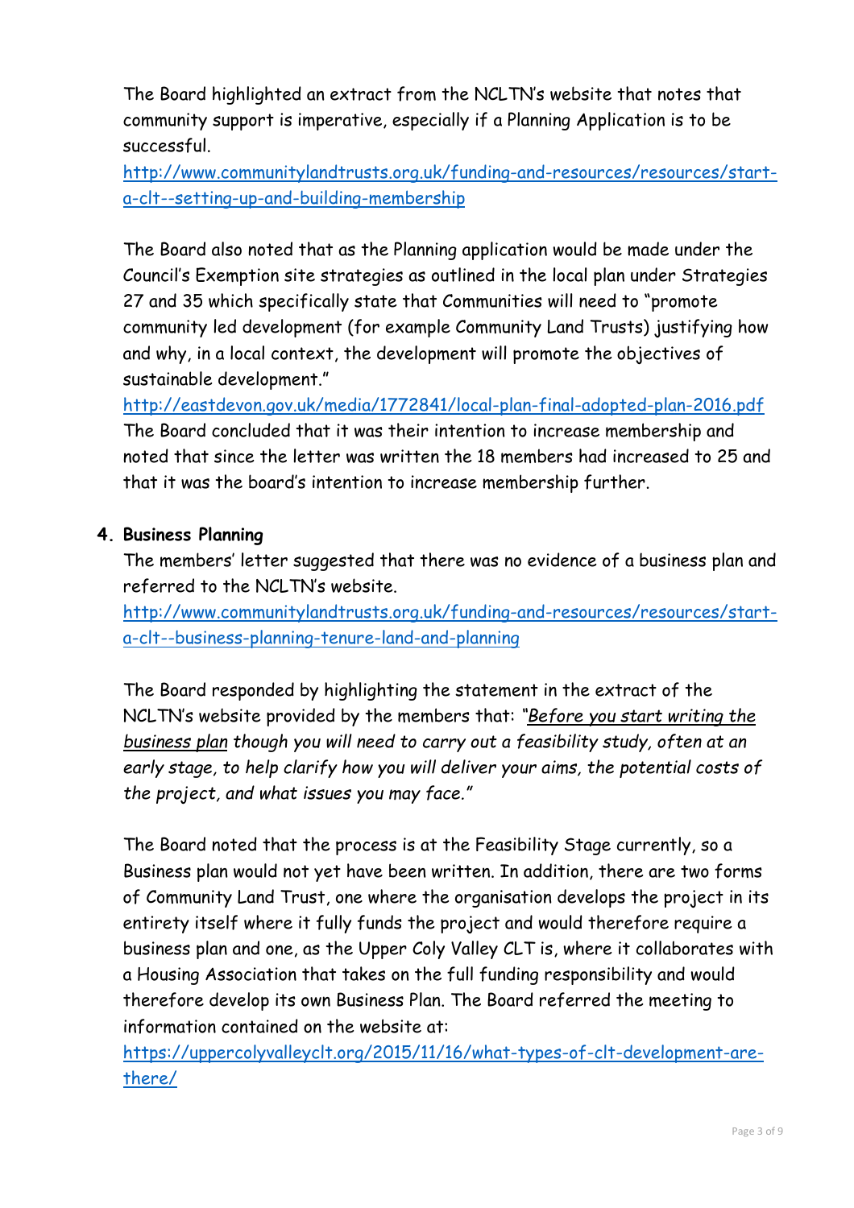The Board highlighted an extract from the NCLTN's website that notes that community support is imperative, especially if a Planning Application is to be successful.
http://www.communitylandtrusts.org.uk/funding-and-resources/resources/start-a-clt--setting-up-and-building-membership

The Board also noted that as the Planning application would be made under the Council's Exemption site strategies as outlined in the local plan under Strategies 27 and 35 which specifically state that Communities will need to "promote community led development (for example Community Land Trusts) justifying how and why, in a local context, the development will promote the objectives of sustainable development."
http://eastdevon.gov.uk/media/1772841/local-plan-final-adopted-plan-2016.pdf
The Board concluded that it was their intention to increase membership and noted that since the letter was written the 18 members had increased to 25 and that it was the board's intention to increase membership further.

4. **Business Planning**

The members' letter suggested that there was no evidence of a business plan and referred to the NCLTN's website.
http://www.communitylandtrusts.org.uk/funding-and-resources/resources/start-a-clt--business-planning-tenure-land-and-planning

The Board responded by highlighting the statement in the extract of the NCLTN's website provided by the members that: *"Before you start writing the business plan though you will need to carry out a feasibility study, often at an early stage, to help clarify how you will deliver your aims, the potential costs of the project, and what issues you may face."*

The Board noted that the process is at the Feasibility Stage currently, so a Business plan would not yet have been written. In addition, there are two forms of Community Land Trust, one where the organisation develops the project in its entirety itself where it fully funds the project and would therefore require a business plan and one, as the Upper Coly Valley CLT is, where it collaborates with a Housing Association that takes on the full funding responsibility and would therefore develop its own Business Plan. The Board referred the meeting to information contained on the website at:
https://uppercolyvalleyclt.org/2015/11/16/what-types-of-clt-development-are-there/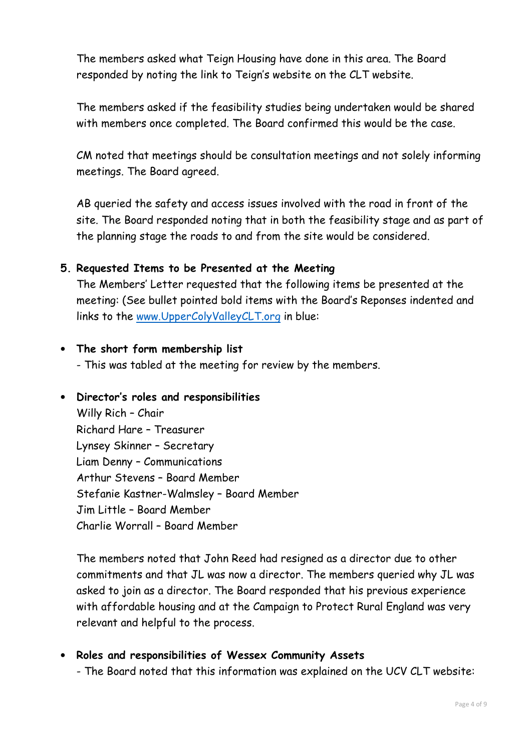The members asked what Teign Housing have done in this area. The Board responded by noting the link to Teign's website on the CLT website.

The members asked if the feasibility studies being undertaken would be shared with members once completed. The Board confirmed this would be the case.

CM noted that meetings should be consultation meetings and not solely informing meetings. The Board agreed.

AB queried the safety and access issues involved with the road in front of the site. The Board responded noting that in both the feasibility stage and as part of the planning stage the roads to and from the site would be considered.

5. **Requested Items to be Presented at the Meeting**

The Members' Letter requested that the following items be presented at the meeting: (See bullet pointed bold items with the Board's Reponses indented and links to the [www.UpperColyValleyCLT.org](http://www.UpperColyValleyCLT.org) in blue:

- **The short form membership list**

  - This was tabled at the meeting for review by the members.

- **Director's roles and responsibilities**

  Willy Rich – Chair
  Richard Hare – Treasurer
  Lynsey Skinner – Secretary
  Liam Denny – Communications
  Arthur Stevens – Board Member
  Stefanie Kastner-Walmsley – Board Member
  Jim Little – Board Member
  Charlie Worrall – Board Member

  The members noted that John Reed had resigned as a director due to other commitments and that JL was now a director. The members queried why JL was asked to join as a director. The Board responded that his previous experience with affordable housing and at the Campaign to Protect Rural England was very relevant and helpful to the process.

- **Roles and responsibilities of Wessex Community Assets**

  - The Board noted that this information was explained on the UCV CLT website: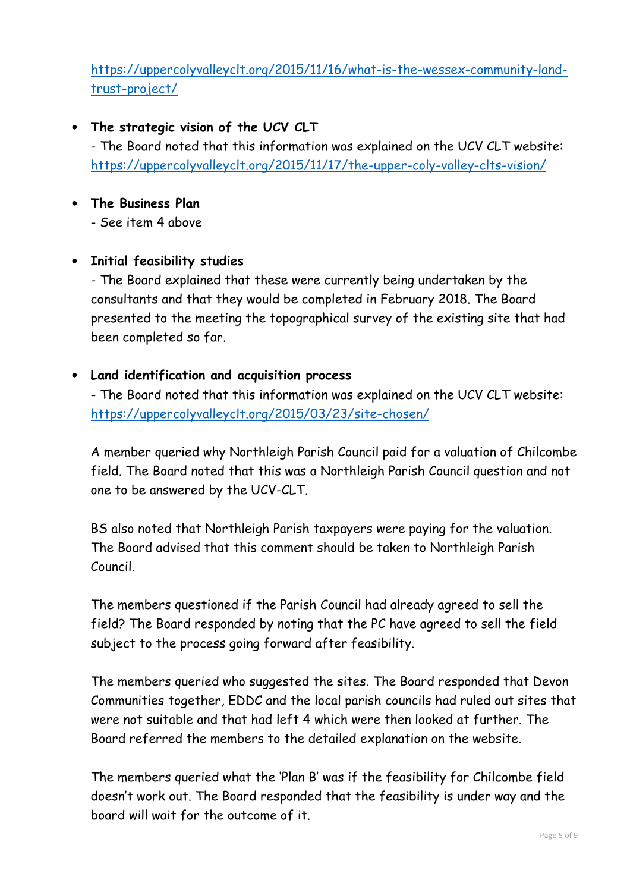https://uppercolyvalleyclt.org/2015/11/16/what-is-the-wessex-community-land-trust-project/

- **The strategic vision of the UCV CLT**
  - The Board noted that this information was explained on the UCV CLT website: https://uppercolyvalleyclt.org/2015/11/17/the-upper-coly-valley-clts-vision/

- **The Business Plan**
  - See item 4 above

- **Initial feasibility studies**
  - The Board explained that these were currently being undertaken by the consultants and that they would be completed in February 2018. The Board presented to the meeting the topographical survey of the existing site that had been completed so far.

- **Land identification and acquisition process**
  - The Board noted that this information was explained on the UCV CLT website: https://uppercolyvalleyclt.org/2015/03/23/site-chosen/

  A member queried why Northleigh Parish Council paid for a valuation of Chilcombe field. The Board noted that this was a Northleigh Parish Council question and not one to be answered by the UCV-CLT.

  BS also noted that Northleigh Parish taxpayers were paying for the valuation. The Board advised that this comment should be taken to Northleigh Parish Council.

  The members questioned if the Parish Council had already agreed to sell the field? The Board responded by noting that the PC have agreed to sell the field subject to the process going forward after feasibility.

  The members queried who suggested the sites. The Board responded that Devon Communities together, EDDC and the local parish councils had ruled out sites that were not suitable and that had left 4 which were then looked at further. The Board referred the members to the detailed explanation on the website.

  The members queried what the 'Plan B' was if the feasibility for Chilcombe field doesn't work out. The Board responded that the feasibility is under way and the board will wait for the outcome of it.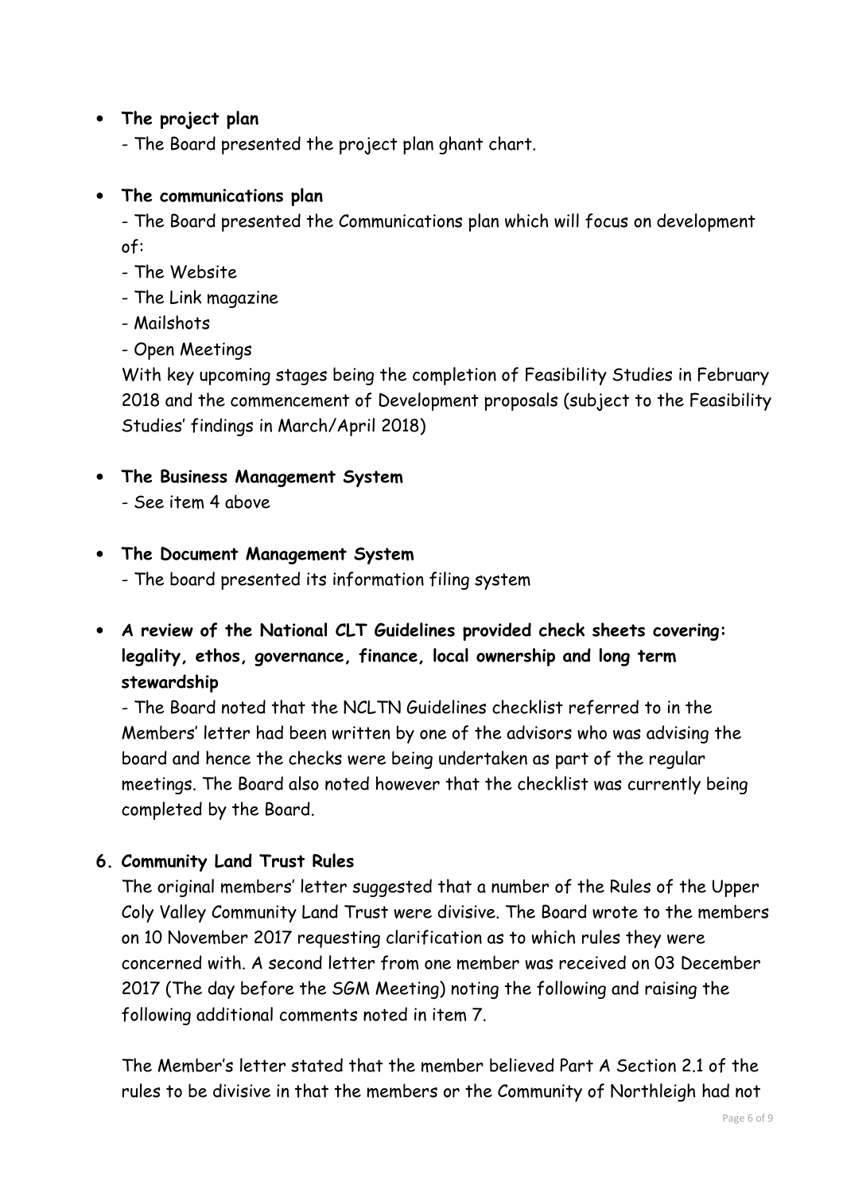- **The project plan**

  - The Board presented the project plan ghant chart.

- **The communications plan**

  - The Board presented the Communications plan which will focus on development of:
  - The Website
  - The Link magazine
  - Mailshots
  - Open Meetings

  With key upcoming stages being the completion of Feasibility Studies in February 2018 and the commencement of Development proposals (subject to the Feasibility Studies' findings in March/April 2018)

- **The Business Management System**

  - See item 4 above

- **The Document Management System**

  - The board presented its information filing system

- **A review of the National CLT Guidelines provided check sheets covering: legality, ethos, governance, finance, local ownership and long term stewardship**

  - The Board noted that the NCLTN Guidelines checklist referred to in the Members' letter had been written by one of the advisors who was advising the board and hence the checks were being undertaken as part of the regular meetings. The Board also noted however that the checklist was currently being completed by the Board.

**6. Community Land Trust Rules**

The original members' letter suggested that a number of the Rules of the Upper Coly Valley Community Land Trust were divisive. The Board wrote to the members on 10 November 2017 requesting clarification as to which rules they were concerned with. A second letter from one member was received on 03 December 2017 (The day before the SGM Meeting) noting the following and raising the following additional comments noted in item 7.

The Member's letter stated that the member believed Part A Section 2.1 of the rules to be divisive in that the members or the Community of Northleigh had not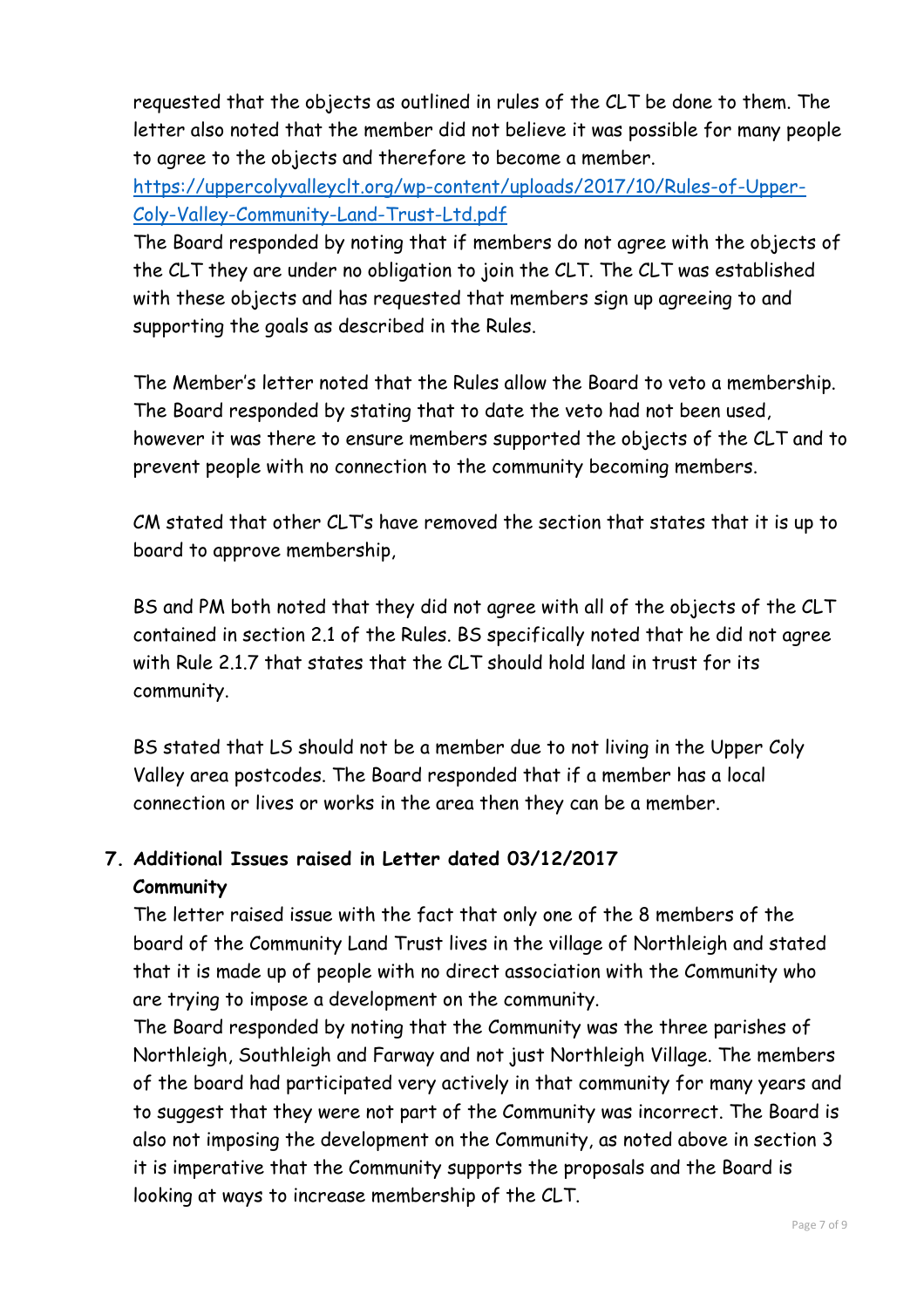requested that the objects as outlined in rules of the CLT be done to them. The letter also noted that the member did not believe it was possible for many people to agree to the objects and therefore to become a member.

[https://uppercolyvalleyclt.org/wp-content/uploads/2017/10/Rules-of-Upper-Coly-Valley-Community-Land-Trust-Ltd.pdf](https://uppercolyvalleyclt.org/wp-content/uploads/2017/10/Rules-of-Upper-Coly-Valley-Community-Land-Trust-Ltd.pdf)

The Board responded by noting that if members do not agree with the objects of the CLT they are under no obligation to join the CLT. The CLT was established with these objects and has requested that members sign up agreeing to and supporting the goals as described in the Rules.

The Member's letter noted that the Rules allow the Board to veto a membership. The Board responded by stating that to date the veto had not been used, however it was there to ensure members supported the objects of the CLT and to prevent people with no connection to the community becoming members.

CM stated that other CLT's have removed the section that states that it is up to board to approve membership,

BS and PM both noted that they did not agree with all of the objects of the CLT contained in section 2.1 of the Rules. BS specifically noted that he did not agree with Rule 2.1.7 that states that the CLT should hold land in trust for its community.

BS stated that LS should not be a member due to not living in the Upper Coly Valley area postcodes. The Board responded that if a member has a local connection or lives or works in the area then they can be a member.

7. **Additional Issues raised in Letter dated 03/12/2017**

**Community**

The letter raised issue with the fact that only one of the 8 members of the board of the Community Land Trust lives in the village of Northleigh and stated that it is made up of people with no direct association with the Community who are trying to impose a development on the community.

The Board responded by noting that the Community was the three parishes of Northleigh, Southleigh and Farway and not just Northleigh Village. The members of the board had participated very actively in that community for many years and to suggest that they were not part of the Community was incorrect. The Board is also not imposing the development on the Community, as noted above in section 3 it is imperative that the Community supports the proposals and the Board is looking at ways to increase membership of the CLT.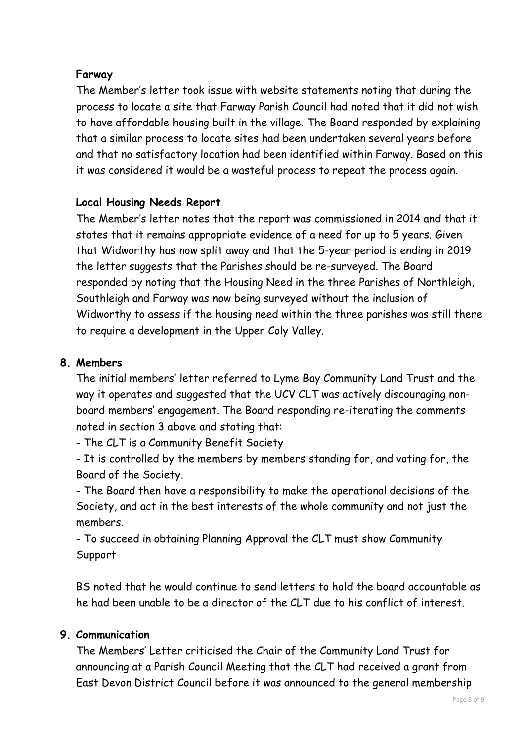**Farway**

The Member's letter took issue with website statements noting that during the process to locate a site that Farway Parish Council had noted that it did not wish to have affordable housing built in the village. The Board responded by explaining that a similar process to locate sites had been undertaken several years before and that no satisfactory location had been identified within Farway. Based on this it was considered it would be a wasteful process to repeat the process again.

**Local Housing Needs Report**

The Member's letter notes that the report was commissioned in 2014 and that it states that it remains appropriate evidence of a need for up to 5 years. Given that Widworthy has now split away and that the 5-year period is ending in 2019 the letter suggests that the Parishes should be re-surveyed. The Board responded by noting that the Housing Need in the three Parishes of Northleigh, Southleigh and Farway was now being surveyed without the inclusion of Widworthy to assess if the housing need within the three parishes was still there to require a development in the Upper Coly Valley.

**8. Members**

The initial members' letter referred to Lyme Bay Community Land Trust and the way it operates and suggested that the UCV CLT was actively discouraging non-board members' engagement. The Board responding re-iterating the comments noted in section 3 above and stating that:

- The CLT is a Community Benefit Society
- It is controlled by the members by members standing for, and voting for, the Board of the Society.
- The Board then have a responsibility to make the operational decisions of the Society, and act in the best interests of the whole community and not just the members.
- To succeed in obtaining Planning Approval the CLT must show Community Support

BS noted that he would continue to send letters to hold the board accountable as he had been unable to be a director of the CLT due to his conflict of interest.

**9. Communication**

The Members' Letter criticised the Chair of the Community Land Trust for announcing at a Parish Council Meeting that the CLT had received a grant from East Devon District Council before it was announced to the general membership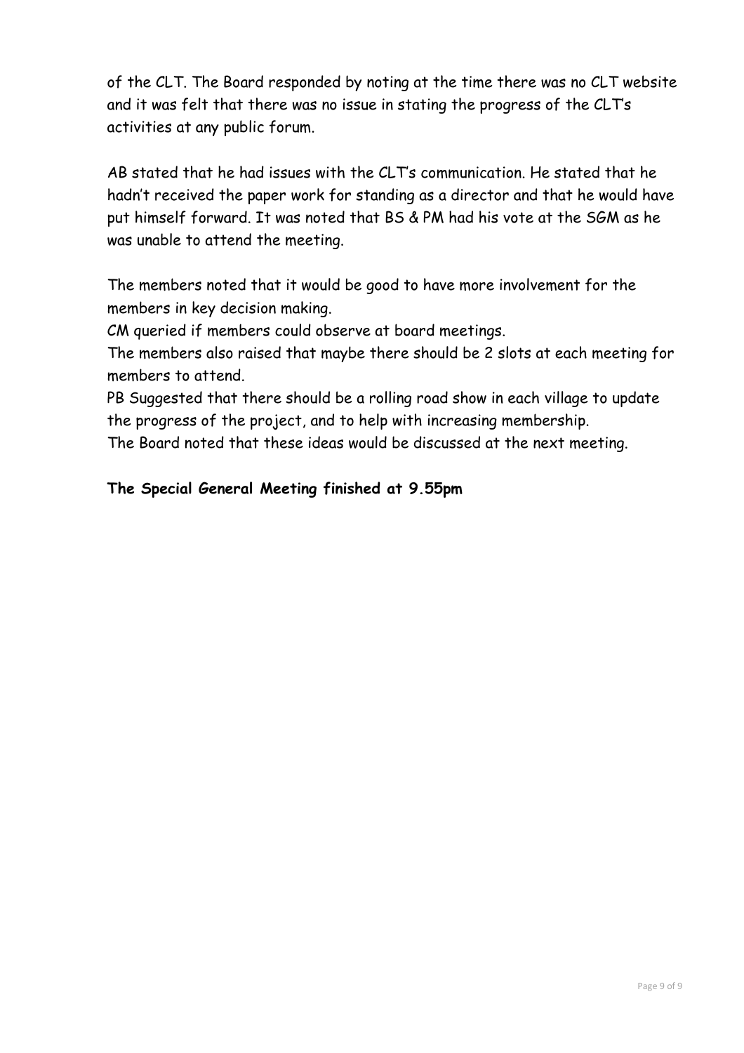of the CLT. The Board responded by noting at the time there was no CLT website and it was felt that there was no issue in stating the progress of the CLT's activities at any public forum.

AB stated that he had issues with the CLT's communication. He stated that he hadn't received the paper work for standing as a director and that he would have put himself forward. It was noted that BS & PM had his vote at the SGM as he was unable to attend the meeting.

The members noted that it would be good to have more involvement for the members in key decision making.
CM queried if members could observe at board meetings.
The members also raised that maybe there should be 2 slots at each meeting for members to attend.
PB Suggested that there should be a rolling road show in each village to update the progress of the project, and to help with increasing membership.
The Board noted that these ideas would be discussed at the next meeting.

**The Special General Meeting finished at 9.55pm**